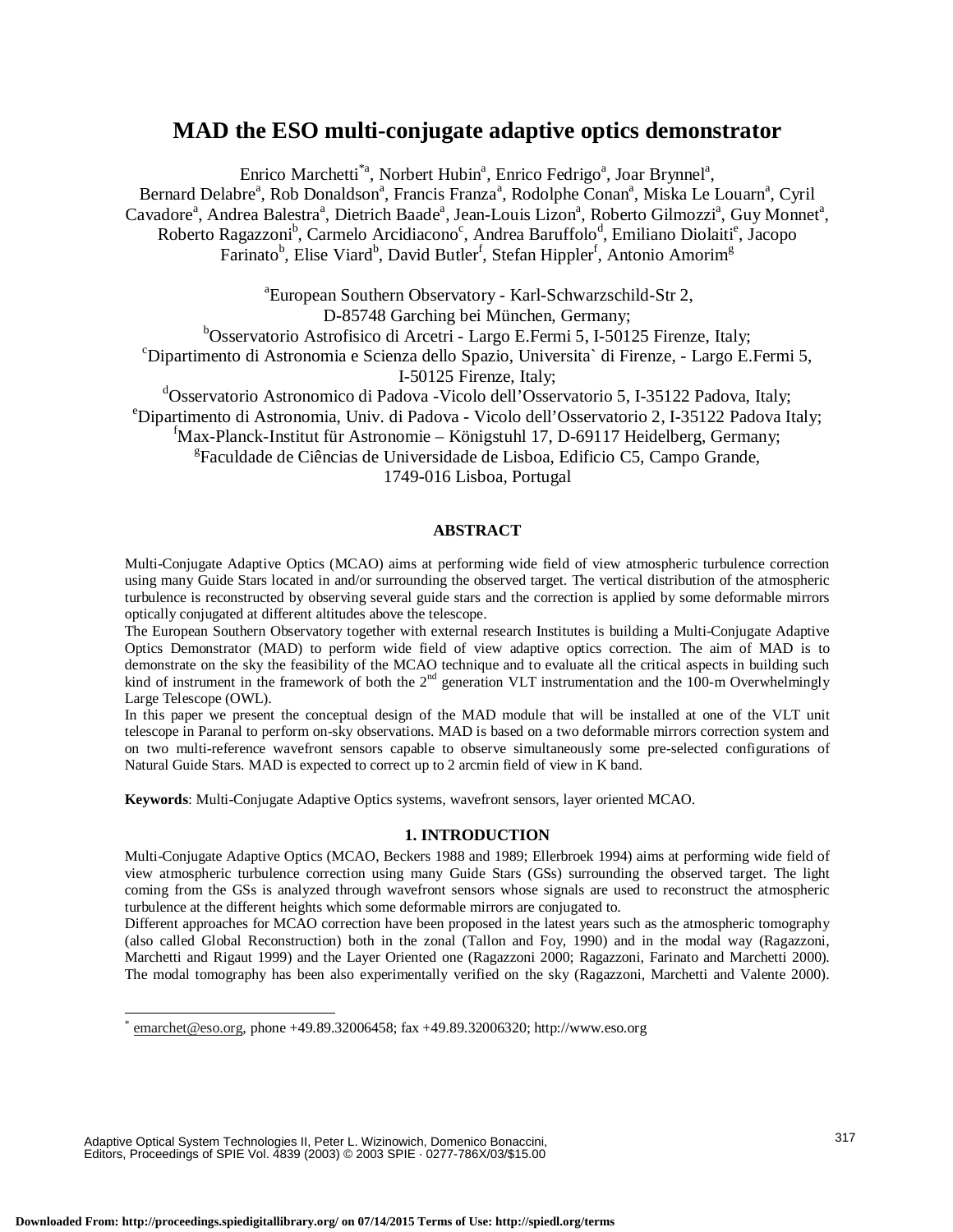# MAD the ESO multi-conjugate adaptive optics demonstrator

Enrico Marchetti[*a], Norbert Hubin[a], Enrico Fedrigo[a], Joar Brynnel[a], Bernard Delabre[a], Rob Donaldson[a], Francis Franza[a], Rodolphe Conan[a], Miska Le Louarn[a], Cyril Cavadore[a], Andrea Balestra[a], Dietrich Baade[a], Jean-Louis Lizon[a], Roberto Gilmozzi[a], Guy Monnet[a], Roberto Ragazzoni[b], Carmelo Arcidiacono[c], Andrea Baruffolo[d], Emiliano Diolaiti[e], Jacopo Farinato[b], Elise Viard[b], David Butler[f], Stefan Hippler[f], Antonio Amorim[g]

[a]European Southern Observatory - Karl-Schwarzschild-Str 2, D-85748 Garching bei München, Germany;
[b]Osservatorio Astrofisico di Arcetri - Largo E.Fermi 5, I-50125 Firenze, Italy;
[c]Dipartimento di Astronomia e Scienza dello Spazio, Universita` di Firenze, - Largo E.Fermi 5, I-50125 Firenze, Italy;
[d]Osservatorio Astronomico di Padova -Vicolo dell'Osservatorio 5, I-35122 Padova, Italy;
[e]Dipartimento di Astronomia, Univ. di Padova - Vicolo dell'Osservatorio 2, I-35122 Padova Italy;
[f]Max-Planck-Institut für Astronomie – Königstuhl 17, D-69117 Heidelberg, Germany;
[g]Faculdade de Ciências de Universidade de Lisboa, Edificio C5, Campo Grande, 1749-016 Lisboa, Portugal

## ABSTRACT

Multi-Conjugate Adaptive Optics (MCAO) aims at performing wide field of view atmospheric turbulence correction using many Guide Stars located in and/or surrounding the observed target. The vertical distribution of the atmospheric turbulence is reconstructed by observing several guide stars and the correction is applied by some deformable mirrors optically conjugated at different altitudes above the telescope.

The European Southern Observatory together with external research Institutes is building a Multi-Conjugate Adaptive Optics Demonstrator (MAD) to perform wide field of view adaptive optics correction. The aim of MAD is to demonstrate on the sky the feasibility of the MCAO technique and to evaluate all the critical aspects in building such kind of instrument in the framework of both the 2nd generation VLT instrumentation and the 100-m Overwhelmingly Large Telescope (OWL).

In this paper we present the conceptual design of the MAD module that will be installed at one of the VLT unit telescope in Paranal to perform on-sky observations. MAD is based on a two deformable mirrors correction system and on two multi-reference wavefront sensors capable to observe simultaneously some pre-selected configurations of Natural Guide Stars. MAD is expected to correct up to 2 arcmin field of view in K band.

**Keywords**: Multi-Conjugate Adaptive Optics systems, wavefront sensors, layer oriented MCAO.

## 1. INTRODUCTION

Multi-Conjugate Adaptive Optics (MCAO, Beckers 1988 and 1989; Ellerbroek 1994) aims at performing wide field of view atmospheric turbulence correction using many Guide Stars (GSs) surrounding the observed target. The light coming from the GSs is analyzed through wavefront sensors whose signals are used to reconstruct the atmospheric turbulence at the different heights which some deformable mirrors are conjugated to.

Different approaches for MCAO correction have been proposed in the latest years such as the atmospheric tomography (also called Global Reconstruction) both in the zonal (Tallon and Foy, 1990) and in the modal way (Ragazzoni, Marchetti and Rigaut 1999) and the Layer Oriented one (Ragazzoni 2000; Ragazzoni, Farinato and Marchetti 2000). The modal tomography has been also experimentally verified on the sky (Ragazzoni, Marchetti and Valente 2000).

[*] emarchet@eso.org, phone +49.89.32006458; fax +49.89.32006320; http://www.eso.org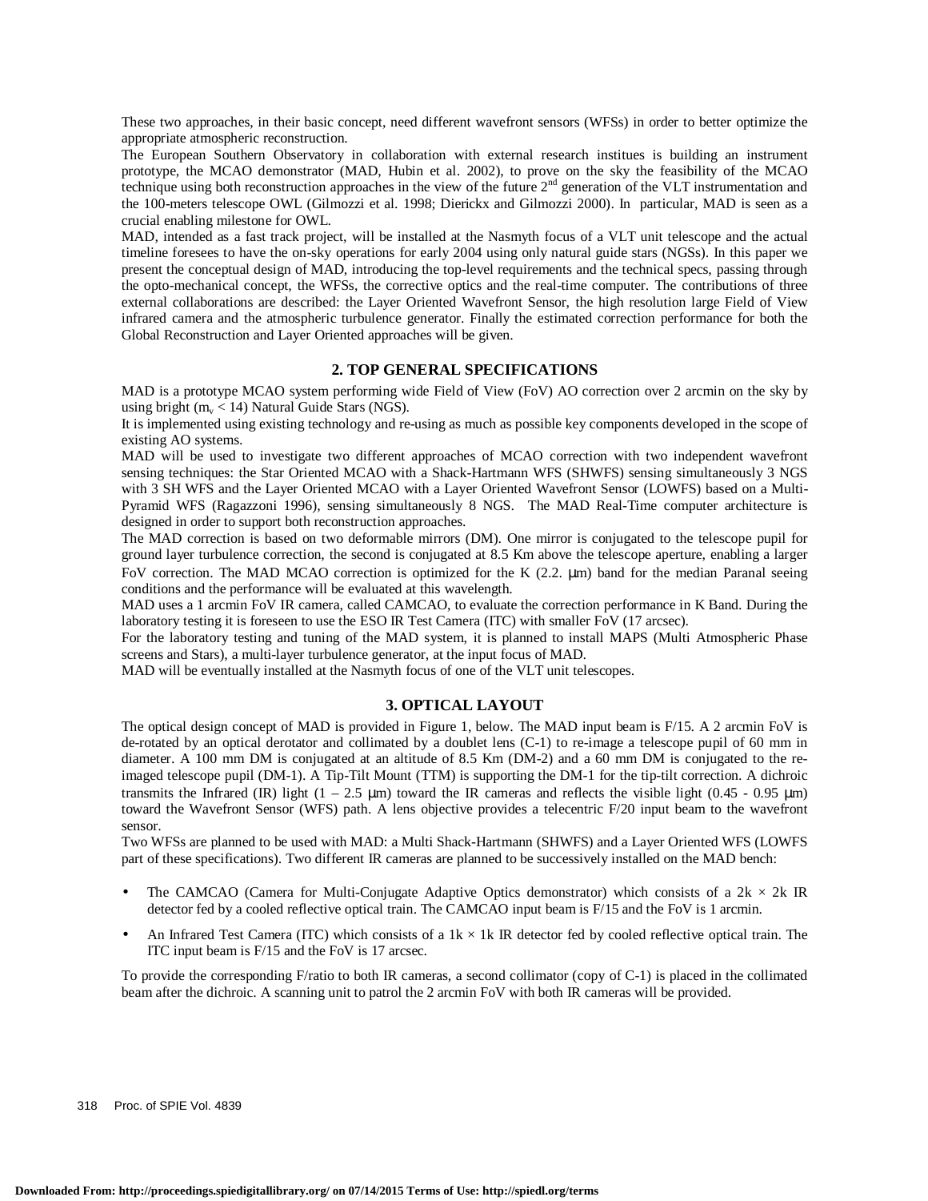These two approaches, in their basic concept, need different wavefront sensors (WFSs) in order to better optimize the appropriate atmospheric reconstruction.

The European Southern Observatory in collaboration with external research institues is building an instrument prototype, the MCAO demonstrator (MAD, Hubin et al. 2002), to prove on the sky the feasibility of the MCAO technique using both reconstruction approaches in the view of the future 2nd generation of the VLT instrumentation and the 100-meters telescope OWL (Gilmozzi et al. 1998; Dierickx and Gilmozzi 2000). In particular, MAD is seen as a crucial enabling milestone for OWL.

MAD, intended as a fast track project, will be installed at the Nasmyth focus of a VLT unit telescope and the actual timeline foresees to have the on-sky operations for early 2004 using only natural guide stars (NGSs). In this paper we present the conceptual design of MAD, introducing the top-level requirements and the technical specs, passing through the opto-mechanical concept, the WFSs, the corrective optics and the real-time computer. The contributions of three external collaborations are described: the Layer Oriented Wavefront Sensor, the high resolution large Field of View infrared camera and the atmospheric turbulence generator. Finally the estimated correction performance for both the Global Reconstruction and Layer Oriented approaches will be given.

## 2. TOP GENERAL SPECIFICATIONS

MAD is a prototype MCAO system performing wide Field of View (FoV) AO correction over 2 arcmin on the sky by using bright ($m_v < 14$) Natural Guide Stars (NGS).

It is implemented using existing technology and re-using as much as possible key components developed in the scope of existing AO systems.

MAD will be used to investigate two different approaches of MCAO correction with two independent wavefront sensing techniques: the Star Oriented MCAO with a Shack-Hartmann WFS (SHWFS) sensing simultaneously 3 NGS with 3 SH WFS and the Layer Oriented MCAO with a Layer Oriented Wavefront Sensor (LOWFS) based on a Multi-Pyramid WFS (Ragazzoni 1996), sensing simultaneously 8 NGS. The MAD Real-Time computer architecture is designed in order to support both reconstruction approaches.

The MAD correction is based on two deformable mirrors (DM). One mirror is conjugated to the telescope pupil for ground layer turbulence correction, the second is conjugated at 8.5 Km above the telescope aperture, enabling a larger FoV correction. The MAD MCAO correction is optimized for the K (2.2. μm) band for the median Paranal seeing conditions and the performance will be evaluated at this wavelength.

MAD uses a 1 arcmin FoV IR camera, called CAMCAO, to evaluate the correction performance in K Band. During the laboratory testing it is foreseen to use the ESO IR Test Camera (ITC) with smaller FoV (17 arcsec).

For the laboratory testing and tuning of the MAD system, it is planned to install MAPS (Multi Atmospheric Phase screens and Stars), a multi-layer turbulence generator, at the input focus of MAD.

MAD will be eventually installed at the Nasmyth focus of one of the VLT unit telescopes.

## 3. OPTICAL LAYOUT

The optical design concept of MAD is provided in Figure 1, below. The MAD input beam is F/15. A 2 arcmin FoV is de-rotated by an optical derotator and collimated by a doublet lens (C-1) to re-image a telescope pupil of 60 mm in diameter. A 100 mm DM is conjugated at an altitude of 8.5 Km (DM-2) and a 60 mm DM is conjugated to the re-imaged telescope pupil (DM-1). A Tip-Tilt Mount (TTM) is supporting the DM-1 for the tip-tilt correction. A dichroic transmits the Infrared (IR) light (1 – 2.5 μm) toward the IR cameras and reflects the visible light (0.45 - 0.95 μm) toward the Wavefront Sensor (WFS) path. A lens objective provides a telecentric F/20 input beam to the wavefront sensor.

Two WFSs are planned to be used with MAD: a Multi Shack-Hartmann (SHWFS) and a Layer Oriented WFS (LOWFS part of these specifications). Two different IR cameras are planned to be successively installed on the MAD bench:

- The CAMCAO (Camera for Multi-Conjugate Adaptive Optics demonstrator) which consists of a 2k × 2k IR detector fed by a cooled reflective optical train. The CAMCAO input beam is F/15 and the FoV is 1 arcmin.
- An Infrared Test Camera (ITC) which consists of a 1k × 1k IR detector fed by cooled reflective optical train. The ITC input beam is F/15 and the FoV is 17 arcsec.

To provide the corresponding F/ratio to both IR cameras, a second collimator (copy of C-1) is placed in the collimated beam after the dichroic. A scanning unit to patrol the 2 arcmin FoV with both IR cameras will be provided.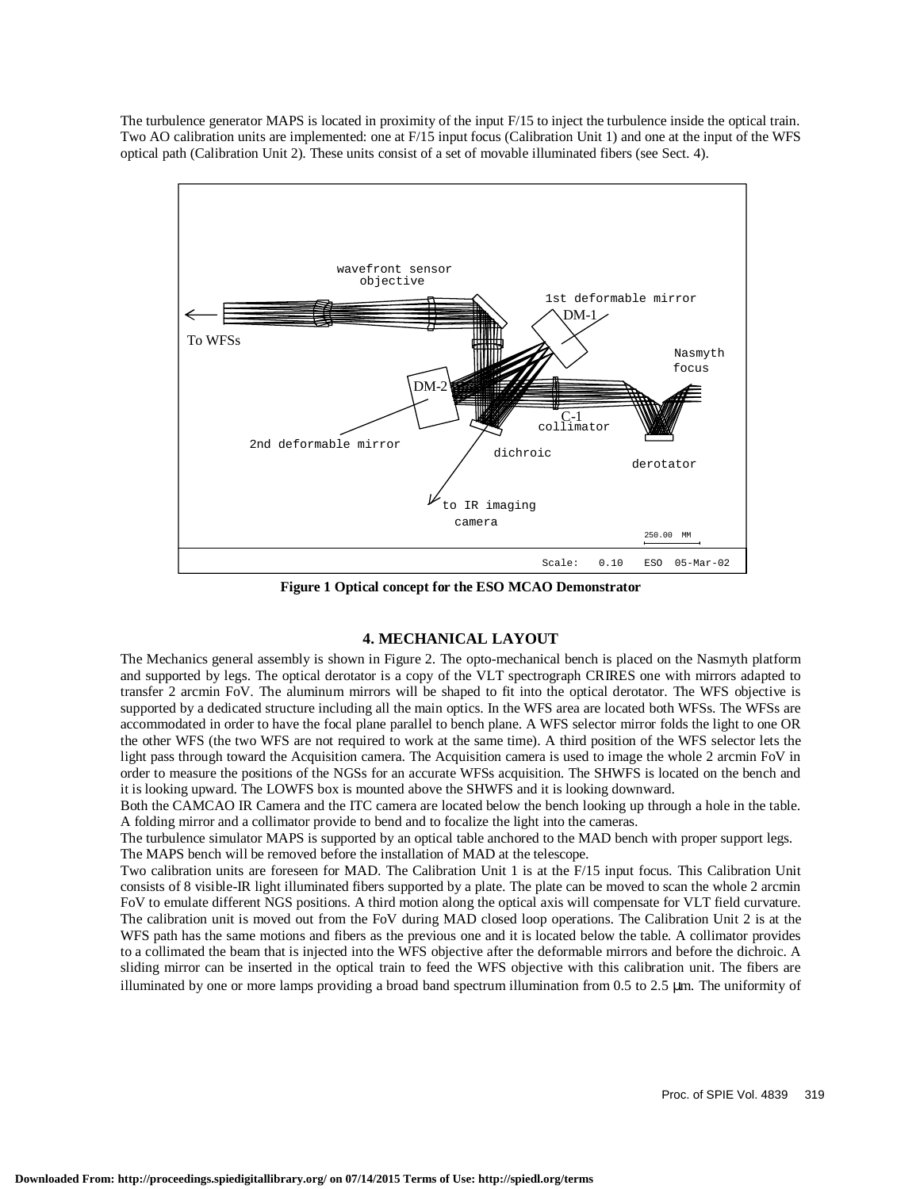The turbulence generator MAPS is located in proximity of the input F/15 to inject the turbulence inside the optical train. Two AO calibration units are implemented: one at F/15 input focus (Calibration Unit 1) and one at the input of the WFS optical path (Calibration Unit 2). These units consist of a set of movable illuminated fibers (see Sect. 4).

wavefront sensor objective

To WFSs

1st deformable mirror

DM-1

Nasmyth focus

DM-2

C-1 collimator

2nd deformable mirror

dichroic

derotator

to IR imaging camera

250.00 MM

Scale: 0.10 ESO 05-Mar-02

**Figure 1 Optical concept for the ESO MCAO Demonstrator**

## 4. MECHANICAL LAYOUT

The Mechanics general assembly is shown in Figure 2. The opto-mechanical bench is placed on the Nasmyth platform and supported by legs. The optical derotator is a copy of the VLT spectrograph CRIRES one with mirrors adapted to transfer 2 arcmin FoV. The aluminum mirrors will be shaped to fit into the optical derotator. The WFS objective is supported by a dedicated structure including all the main optics. In the WFS area are located both WFSs. The WFSs are accommodated in order to have the focal plane parallel to bench plane. A WFS selector mirror folds the light to one OR the other WFS (the two WFS are not required to work at the same time). A third position of the WFS selector lets the light pass through toward the Acquisition camera. The Acquisition camera is used to image the whole 2 arcmin FoV in order to measure the positions of the NGSs for an accurate WFSs acquisition. The SHWFS is located on the bench and it is looking upward. The LOWFS box is mounted above the SHWFS and it is looking downward.

Both the CAMCAO IR Camera and the ITC camera are located below the bench looking up through a hole in the table. A folding mirror and a collimator provide to bend and to focalize the light into the cameras.

The turbulence simulator MAPS is supported by an optical table anchored to the MAD bench with proper support legs. The MAPS bench will be removed before the installation of MAD at the telescope.

Two calibration units are foreseen for MAD. The Calibration Unit 1 is at the F/15 input focus. This Calibration Unit consists of 8 visible-IR light illuminated fibers supported by a plate. The plate can be moved to scan the whole 2 arcmin FoV to emulate different NGS positions. A third motion along the optical axis will compensate for VLT field curvature. The calibration unit is moved out from the FoV during MAD closed loop operations. The Calibration Unit 2 is at the WFS path has the same motions and fibers as the previous one and it is located below the table. A collimator provides to a collimated the beam that is injected into the WFS objective after the deformable mirrors and before the dichroic. A sliding mirror can be inserted in the optical train to feed the WFS objective with this calibration unit. The fibers are illuminated by one or more lamps providing a broad band spectrum illumination from 0.5 to 2.5 µm. The uniformity of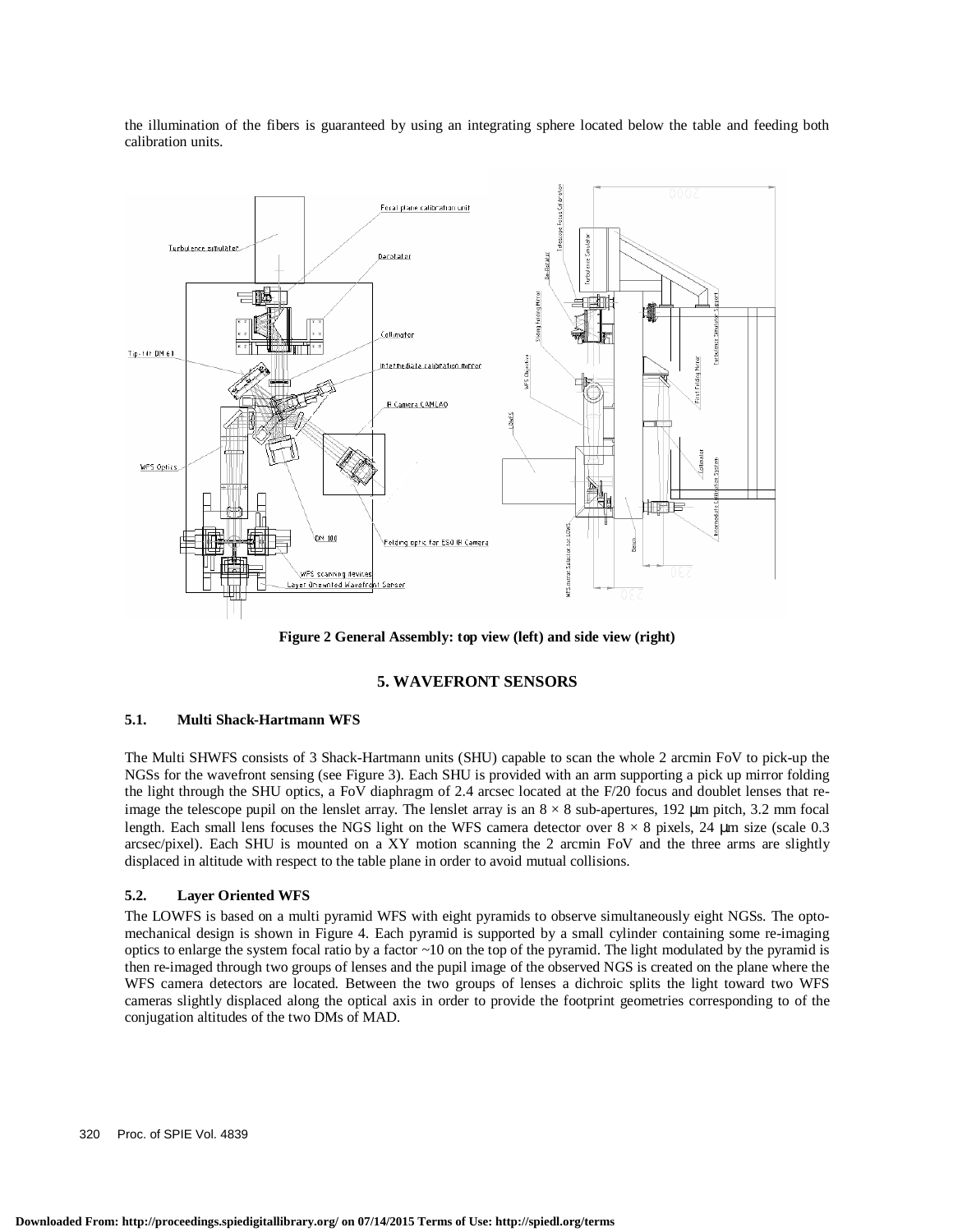the illumination of the fibers is guaranteed by using an integrating sphere located below the table and feeding both calibration units.

**Figure 2 General Assembly: top view (left) and side view (right)**

## 5. WAVEFRONT SENSORS

### 5.1. Multi Shack-Hartmann WFS

The Multi SHWFS consists of 3 Shack-Hartmann units (SHU) capable to scan the whole 2 arcmin FoV to pick-up the NGSs for the wavefront sensing (see Figure 3). Each SHU is provided with an arm supporting a pick up mirror folding the light through the SHU optics, a FoV diaphragm of 2.4 arcsec located at the F/20 focus and doublet lenses that re-image the telescope pupil on the lenslet array. The lenslet array is an 8 × 8 sub-apertures, 192 μm pitch, 3.2 mm focal length. Each small lens focuses the NGS light on the WFS camera detector over 8 × 8 pixels, 24 μm size (scale 0.3 arcsec/pixel). Each SHU is mounted on a XY motion scanning the 2 arcmin FoV and the three arms are slightly displaced in altitude with respect to the table plane in order to avoid mutual collisions.

### 5.2. Layer Oriented WFS

The LOWFS is based on a multi pyramid WFS with eight pyramids to observe simultaneously eight NGSs. The opto-mechanical design is shown in Figure 4. Each pyramid is supported by a small cylinder containing some re-imaging optics to enlarge the system focal ratio by a factor ~10 on the top of the pyramid. The light modulated by the pyramid is then re-imaged through two groups of lenses and the pupil image of the observed NGS is created on the plane where the WFS camera detectors are located. Between the two groups of lenses a dichroic splits the light toward two WFS cameras slightly displaced along the optical axis in order to provide the footprint geometries corresponding to of the conjugation altitudes of the two DMs of MAD.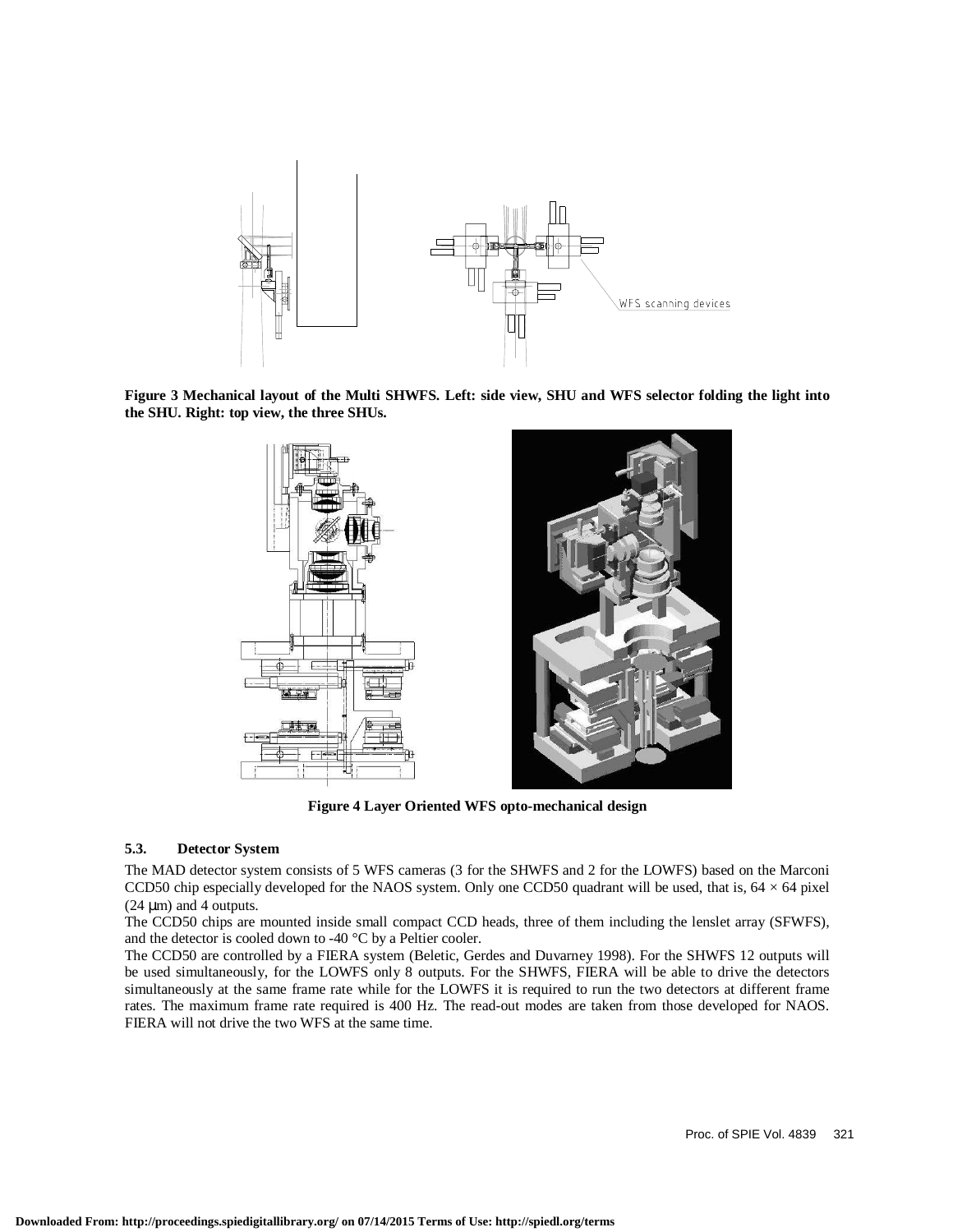**Figure 3 Mechanical layout of the Multi SHWFS. Left: side view, SHU and WFS selector folding the light into the SHU. Right: top view, the three SHUs.**

**Figure 4 Layer Oriented WFS opto-mechanical design**

### 5.3. Detector System

The MAD detector system consists of 5 WFS cameras (3 for the SHWFS and 2 for the LOWFS) based on the Marconi CCD50 chip especially developed for the NAOS system. Only one CCD50 quadrant will be used, that is, 64 × 64 pixel (24 μm) and 4 outputs.

The CCD50 chips are mounted inside small compact CCD heads, three of them including the lenslet array (SFWFS), and the detector is cooled down to -40 °C by a Peltier cooler.

The CCD50 are controlled by a FIERA system (Beletic, Gerdes and Duvarney 1998). For the SHWFS 12 outputs will be used simultaneously, for the LOWFS only 8 outputs. For the SHWFS, FIERA will be able to drive the detectors simultaneously at the same frame rate while for the LOWFS it is required to run the two detectors at different frame rates. The maximum frame rate required is 400 Hz. The read-out modes are taken from those developed for NAOS. FIERA will not drive the two WFS at the same time.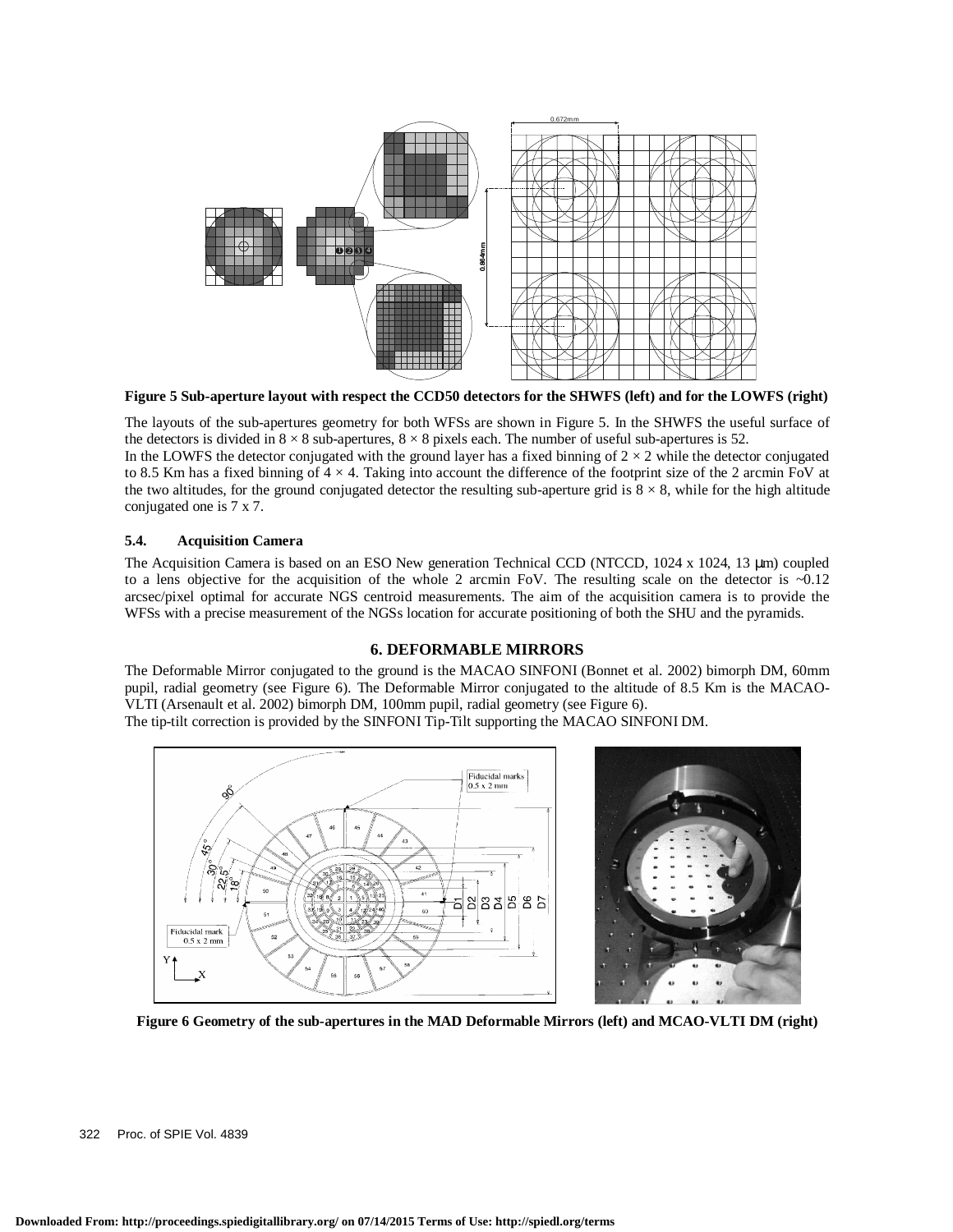**Figure 5 Sub-aperture layout with respect the CCD50 detectors for the SHWFS (left) and for the LOWFS (right)**

The layouts of the sub-apertures geometry for both WFSs are shown in Figure 5. In the SHWFS the useful surface of the detectors is divided in 8 × 8 sub-apertures, 8 × 8 pixels each. The number of useful sub-apertures is 52.

In the LOWFS the detector conjugated with the ground layer has a fixed binning of 2 × 2 while the detector conjugated to 8.5 Km has a fixed binning of 4 × 4. Taking into account the difference of the footprint size of the 2 arcmin FoV at the two altitudes, for the ground conjugated detector the resulting sub-aperture grid is 8 × 8, while for the high altitude conjugated one is 7 x 7.

### 5.4. Acquisition Camera

The Acquisition Camera is based on an ESO New generation Technical CCD (NTCCD, 1024 x 1024, 13 µm) coupled to a lens objective for the acquisition of the whole 2 arcmin FoV. The resulting scale on the detector is ~0.12 arcsec/pixel optimal for accurate NGS centroid measurements. The aim of the acquisition camera is to provide the WFSs with a precise measurement of the NGSs location for accurate positioning of both the SHU and the pyramids.

## 6. DEFORMABLE MIRRORS

The Deformable Mirror conjugated to the ground is the MACAO SINFONI (Bonnet et al. 2002) bimorph DM, 60mm pupil, radial geometry (see Figure 6). The Deformable Mirror conjugated to the altitude of 8.5 Km is the MACAO-VLTI (Arsenault et al. 2002) bimorph DM, 100mm pupil, radial geometry (see Figure 6).

The tip-tilt correction is provided by the SINFONI Tip-Tilt supporting the MACAO SINFONI DM.

**Figure 6 Geometry of the sub-apertures in the MAD Deformable Mirrors (left) and MCAO-VLTI DM (right)**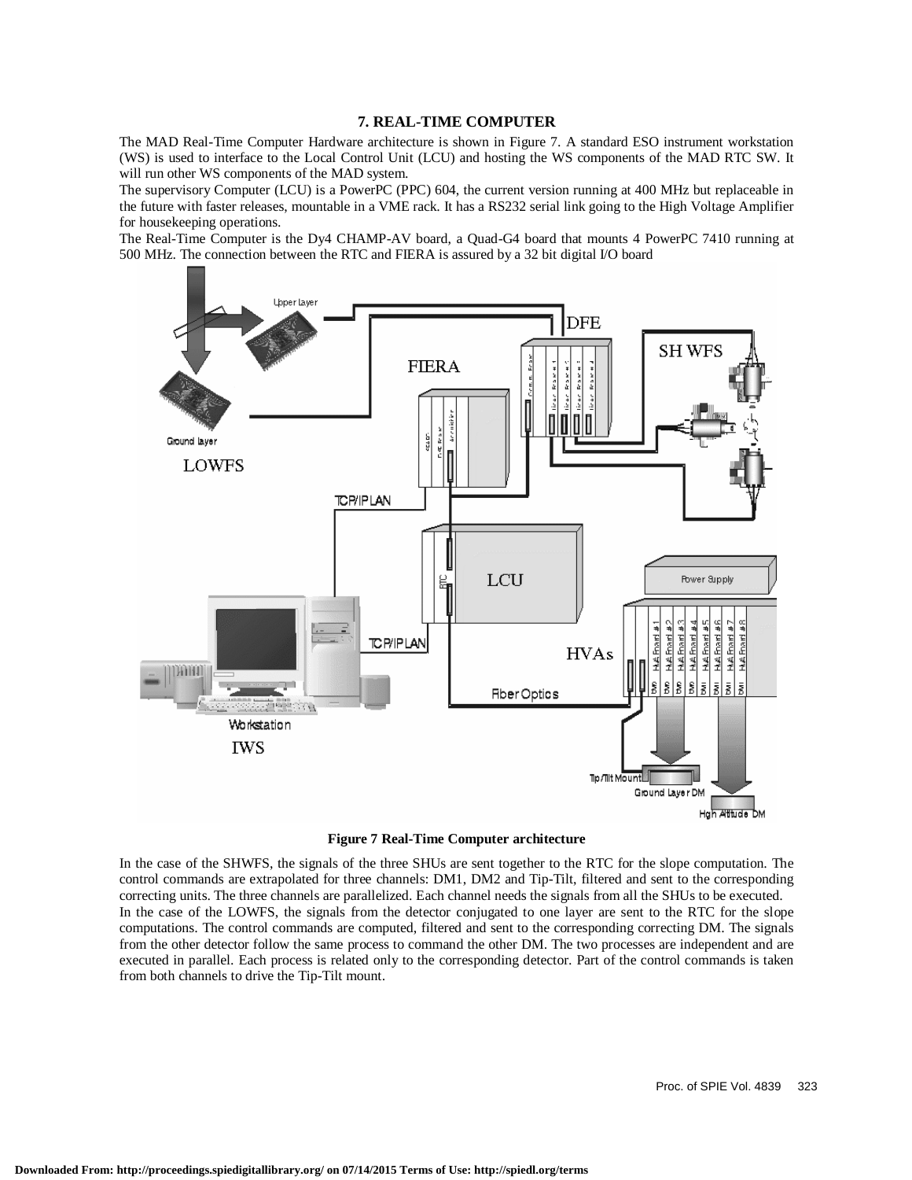## 7. REAL-TIME COMPUTER

The MAD Real-Time Computer Hardware architecture is shown in Figure 7. A standard ESO instrument workstation (WS) is used to interface to the Local Control Unit (LCU) and hosting the WS components of the MAD RTC SW. It will run other WS components of the MAD system.

The supervisory Computer (LCU) is a PowerPC (PPC) 604, the current version running at 400 MHz but replaceable in the future with faster releases, mountable in a VME rack. It has a RS232 serial link going to the High Voltage Amplifier for housekeeping operations.

The Real-Time Computer is the Dy4 CHAMP-AV board, a Quad-G4 board that mounts 4 PowerPC 7410 running at 500 MHz. The connection between the RTC and FIERA is assured by a 32 bit digital I/O board

**Figure 7 Real-Time Computer architecture**

In the case of the SHWFS, the signals of the three SHUs are sent together to the RTC for the slope computation. The control commands are extrapolated for three channels: DM1, DM2 and Tip-Tilt, filtered and sent to the corresponding correcting units. The three channels are parallelized. Each channel needs the signals from all the SHUs to be executed.

In the case of the LOWFS, the signals from the detector conjugated to one layer are sent to the RTC for the slope computations. The control commands are computed, filtered and sent to the corresponding correcting DM. The signals from the other detector follow the same process to command the other DM. The two processes are independent and are executed in parallel. Each process is related only to the corresponding detector. Part of the control commands is taken from both channels to drive the Tip-Tilt mount.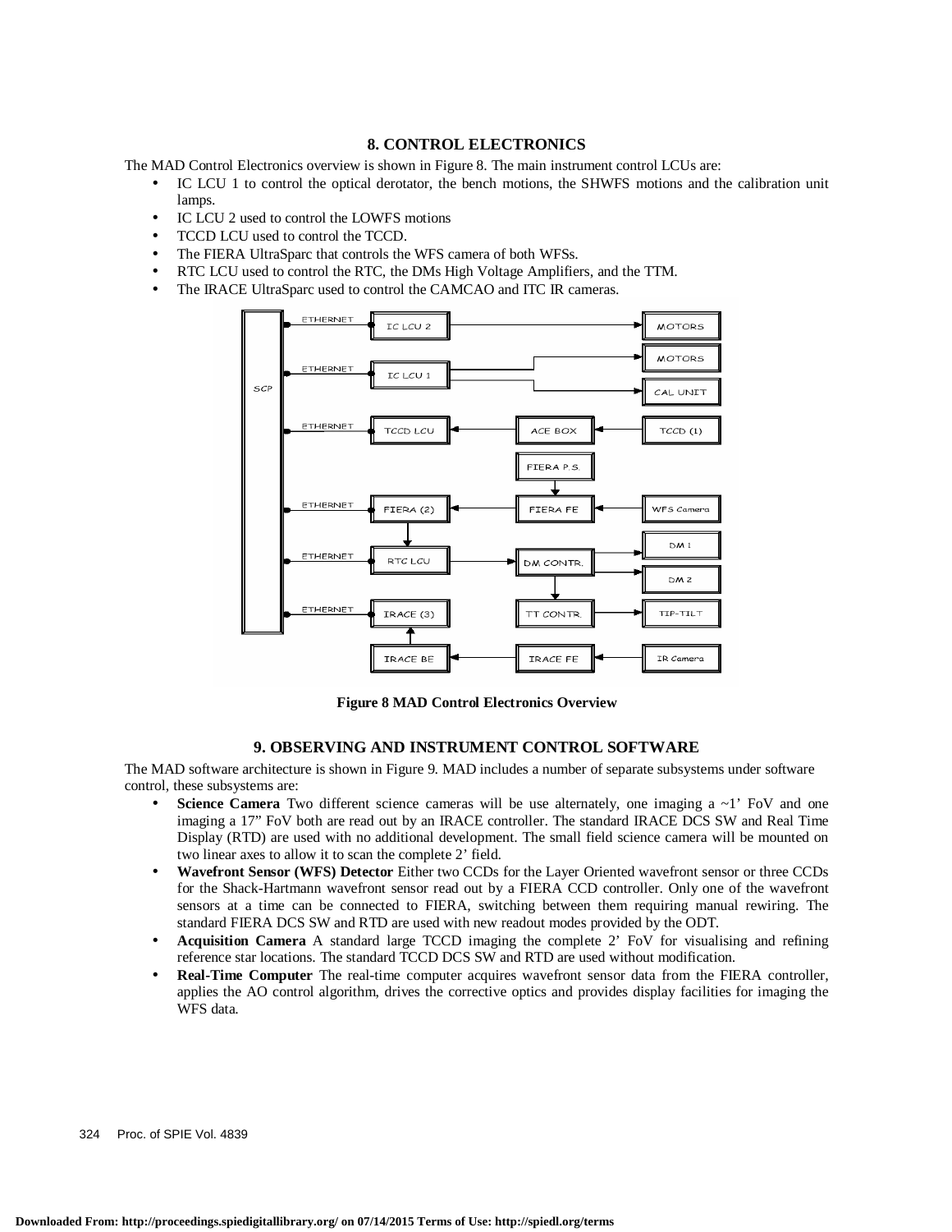## 8. CONTROL ELECTRONICS

The MAD Control Electronics overview is shown in Figure 8. The main instrument control LCUs are:

- IC LCU 1 to control the optical derotator, the bench motions, the SHWFS motions and the calibration unit lamps.
- IC LCU 2 used to control the LOWFS motions
- TCCD LCU used to control the TCCD.
- The FIERA UltraSparc that controls the WFS camera of both WFSs.
- RTC LCU used to control the RTC, the DMs High Voltage Amplifiers, and the TTM.
- The IRACE UltraSparc used to control the CAMCAO and ITC IR cameras.

**Figure 8 MAD Control Electronics Overview**

## 9. OBSERVING AND INSTRUMENT CONTROL SOFTWARE

The MAD software architecture is shown in Figure 9. MAD includes a number of separate subsystems under software control, these subsystems are:

- **Science Camera** Two different science cameras will be use alternately, one imaging a ~1' FoV and one imaging a 17" FoV both are read out by an IRACE controller. The standard IRACE DCS SW and Real Time Display (RTD) are used with no additional development. The small field science camera will be mounted on two linear axes to allow it to scan the complete 2' field.
- **Wavefront Sensor (WFS) Detector** Either two CCDs for the Layer Oriented wavefront sensor or three CCDs for the Shack-Hartmann wavefront sensor read out by a FIERA CCD controller. Only one of the wavefront sensors at a time can be connected to FIERA, switching between them requiring manual rewiring. The standard FIERA DCS SW and RTD are used with new readout modes provided by the ODT.
- **Acquisition Camera** A standard large TCCD imaging the complete 2' FoV for visualising and refining reference star locations. The standard TCCD DCS SW and RTD are used without modification.
- **Real-Time Computer** The real-time computer acquires wavefront sensor data from the FIERA controller, applies the AO control algorithm, drives the corrective optics and provides display facilities for imaging the WFS data.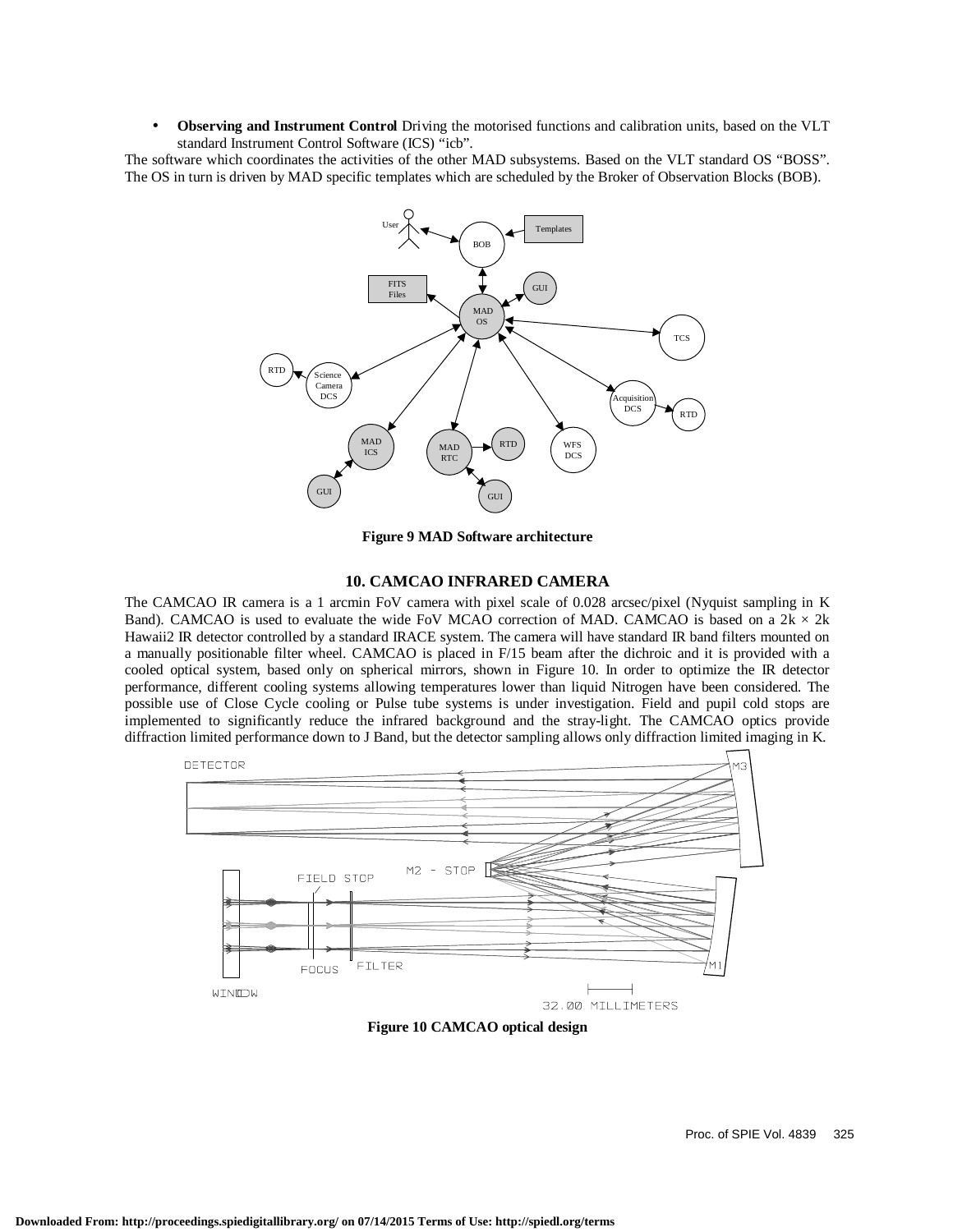- **Observing and Instrument Control** Driving the motorised functions and calibration units, based on the VLT standard Instrument Control Software (ICS) "icb".

The software which coordinates the activities of the other MAD subsystems. Based on the VLT standard OS "BOSS". The OS in turn is driven by MAD specific templates which are scheduled by the Broker of Observation Blocks (BOB).

**Figure 9 MAD Software architecture**

## 10. CAMCAO INFRARED CAMERA

The CAMCAO IR camera is a 1 arcmin FoV camera with pixel scale of 0.028 arcsec/pixel (Nyquist sampling in K Band). CAMCAO is used to evaluate the wide FoV MCAO correction of MAD. CAMCAO is based on a 2k × 2k Hawaii2 IR detector controlled by a standard IRACE system. The camera will have standard IR band filters mounted on a manually positionable filter wheel. CAMCAO is placed in F/15 beam after the dichroic and it is provided with a cooled optical system, based only on spherical mirrors, shown in Figure 10. In order to optimize the IR detector performance, different cooling systems allowing temperatures lower than liquid Nitrogen have been considered. The possible use of Close Cycle cooling or Pulse tube systems is under investigation. Field and pupil cold stops are implemented to significantly reduce the infrared background and the stray-light. The CAMCAO optics provide diffraction limited performance down to J Band, but the detector sampling allows only diffraction limited imaging in K.

**Figure 10 CAMCAO optical design**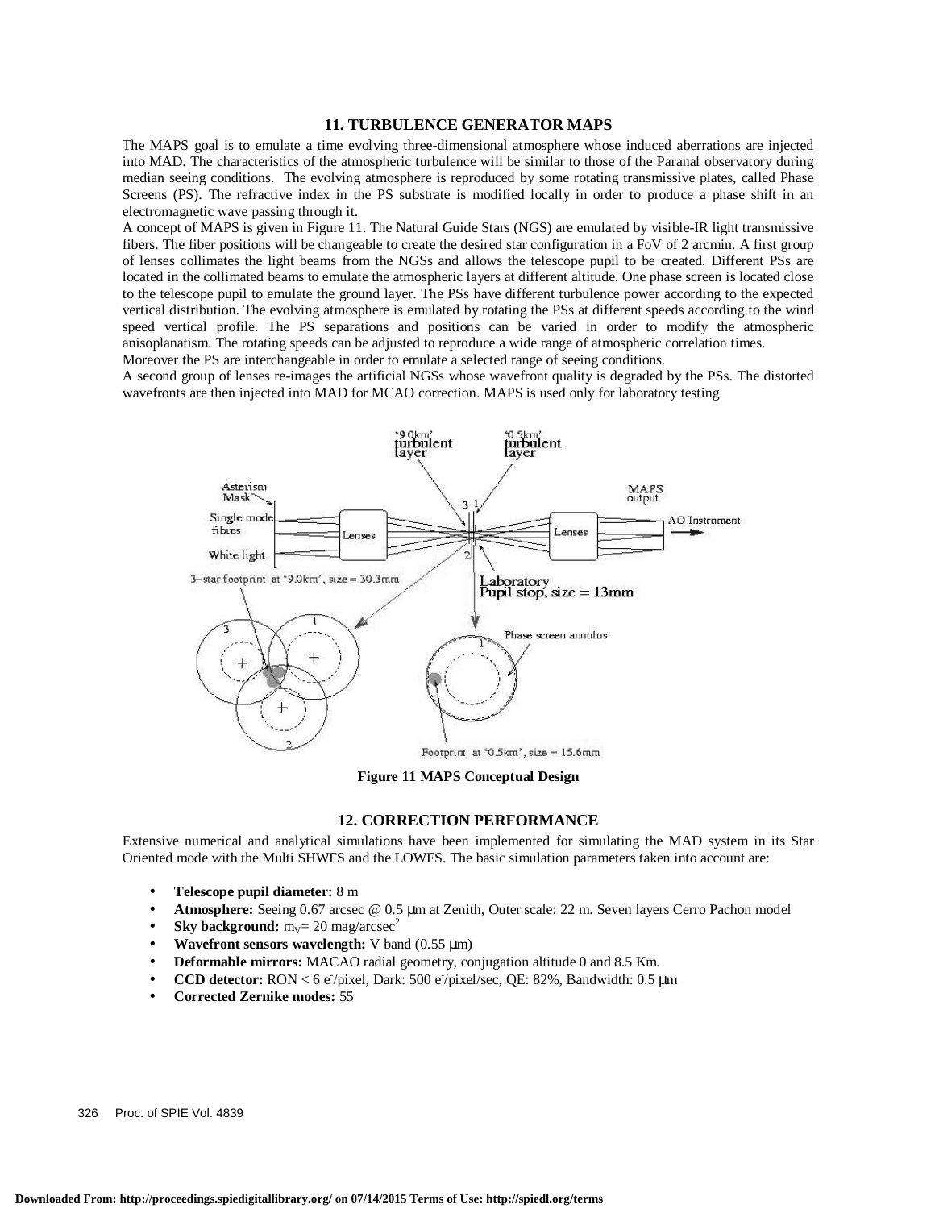## 11. TURBULENCE GENERATOR MAPS

The MAPS goal is to emulate a time evolving three-dimensional atmosphere whose induced aberrations are injected into MAD. The characteristics of the atmospheric turbulence will be similar to those of the Paranal observatory during median seeing conditions. The evolving atmosphere is reproduced by some rotating transmissive plates, called Phase Screens (PS). The refractive index in the PS substrate is modified locally in order to produce a phase shift in an electromagnetic wave passing through it.

A concept of MAPS is given in Figure 11. The Natural Guide Stars (NGS) are emulated by visible-IR light transmissive fibers. The fiber positions will be changeable to create the desired star configuration in a FoV of 2 arcmin. A first group of lenses collimates the light beams from the NGSs and allows the telescope pupil to be created. Different PSs are located in the collimated beams to emulate the atmospheric layers at different altitude. One phase screen is located close to the telescope pupil to emulate the ground layer. The PSs have different turbulence power according to the expected vertical distribution. The evolving atmosphere is emulated by rotating the PSs at different speeds according to the wind speed vertical profile. The PS separations and positions can be varied in order to modify the atmospheric anisoplanatism. The rotating speeds can be adjusted to reproduce a wide range of atmospheric correlation times.

Moreover the PS are interchangeable in order to emulate a selected range of seeing conditions.

A second group of lenses re-images the artificial NGSs whose wavefront quality is degraded by the PSs. The distorted wavefronts are then injected into MAD for MCAO correction. MAPS is used only for laboratory testing

**Figure 11 MAPS Conceptual Design**

## 12. CORRECTION PERFORMANCE

Extensive numerical and analytical simulations have been implemented for simulating the MAD system in its Star Oriented mode with the Multi SHWFS and the LOWFS. The basic simulation parameters taken into account are:

- **Telescope pupil diameter:** 8 m
- **Atmosphere:** Seeing 0.67 arcsec @ 0.5 μm at Zenith, Outer scale: 22 m. Seven layers Cerro Pachon model
- **Sky background:** $m_V$= 20 mag/arcsec$^2$
- **Wavefront sensors wavelength:** V band (0.55 μm)
- **Deformable mirrors:** MACAO radial geometry, conjugation altitude 0 and 8.5 Km.
- **CCD detector:** RON < 6 $e^-$/pixel, Dark: 500 $e^-$/pixel/sec, QE: 82%, Bandwidth: 0.5 μm
- **Corrected Zernike modes:** 55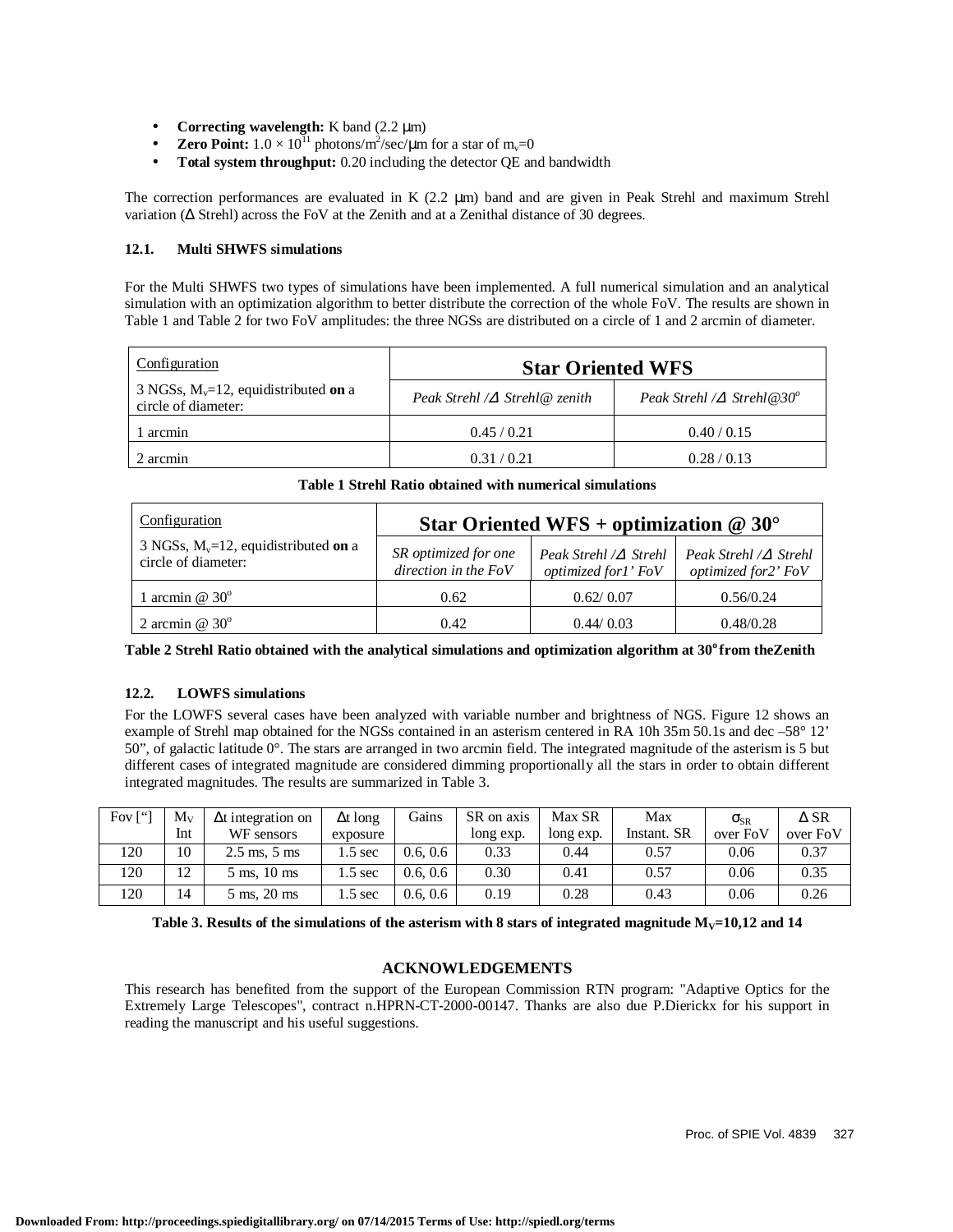- **Correcting wavelength:** K band (2.2 μm)
- **Zero Point:** $1.0 \times 10^{11}$ photons/m$^2$/sec/μm for a star of $m_v$=0
- **Total system throughput:** 0.20 including the detector QE and bandwidth

The correction performances are evaluated in K (2.2 μm) band and are given in Peak Strehl and maximum Strehl variation (Δ Strehl) across the FoV at the Zenith and at a Zenithal distance of 30 degrees.

### 12.1. Multi SHWFS simulations

For the Multi SHWFS two types of simulations have been implemented. A full numerical simulation and an analytical simulation with an optimization algorithm to better distribute the correction of the whole FoV. The results are shown in Table 1 and Table 2 for two FoV amplitudes: the three NGSs are distributed on a circle of 1 and 2 arcmin of diameter.

| Configuration<br>3 NGSs, $M_v$=12, equidistributed **on** a circle of diameter: | **Star Oriented WFS** | |
|---|---|---|
| | *Peak Strehl /Δ Strehl@ zenith* | *Peak Strehl /Δ Strehl@30°* |
| 1 arcmin | 0.45 / 0.21 | 0.40 / 0.15 |
| 2 arcmin | 0.31 / 0.21 | 0.28 / 0.13 |

**Table 1 Strehl Ratio obtained with numerical simulations**

| Configuration<br>3 NGSs, $M_v$=12, equidistributed **on** a circle of diameter: | **Star Oriented WFS + optimization @ 30°** | | |
|---|---|---|---|
| | *SR optimized for one direction in the FoV* | *Peak Strehl /Δ Strehl optimized for1' FoV* | *Peak Strehl /Δ Strehl optimized for2' FoV* |
| 1 arcmin @ 30° | 0.62 | 0.62/ 0.07 | 0.56/0.24 |
| 2 arcmin @ 30° | 0.42 | 0.44/ 0.03 | 0.48/0.28 |

**Table 2 Strehl Ratio obtained with the analytical simulations and optimization algorithm at 30° from theZenith**

### 12.2. LOWFS simulations

For the LOWFS several cases have been analyzed with variable number and brightness of NGS. Figure 12 shows an example of Strehl map obtained for the NGSs contained in an asterism centered in RA 10h 35m 50.1s and dec –58° 12' 50", of galactic latitude 0°. The stars are arranged in two arcmin field. The integrated magnitude of the asterism is 5 but different cases of integrated magnitude are considered dimming proportionally all the stars in order to obtain different integrated magnitudes. The results are summarized in Table 3.

| Fov ["] | $M_V$ Int | Δt integration on WF sensors | Δt long exposure | Gains | SR on axis long exp. | Max SR long exp. | Max Instant. SR | $\sigma_{SR}$ over FoV | Δ SR over FoV |
|---|---|---|---|---|---|---|---|---|---|
| 120 | 10 | 2.5 ms, 5 ms | 1.5 sec | 0.6, 0.6 | 0.33 | 0.44 | 0.57 | 0.06 | 0.37 |
| 120 | 12 | 5 ms, 10 ms | 1.5 sec | 0.6, 0.6 | 0.30 | 0.41 | 0.57 | 0.06 | 0.35 |
| 120 | 14 | 5 ms, 20 ms | 1.5 sec | 0.6, 0.6 | 0.19 | 0.28 | 0.43 | 0.06 | 0.26 |

**Table 3. Results of the simulations of the asterism with 8 stars of integrated magnitude $M_V$=10,12 and 14**

## ACKNOWLEDGEMENTS

This research has benefited from the support of the European Commission RTN program: "Adaptive Optics for the Extremely Large Telescopes", contract n.HPRN-CT-2000-00147. Thanks are also due P.Dierickx for his support in reading the manuscript and his useful suggestions.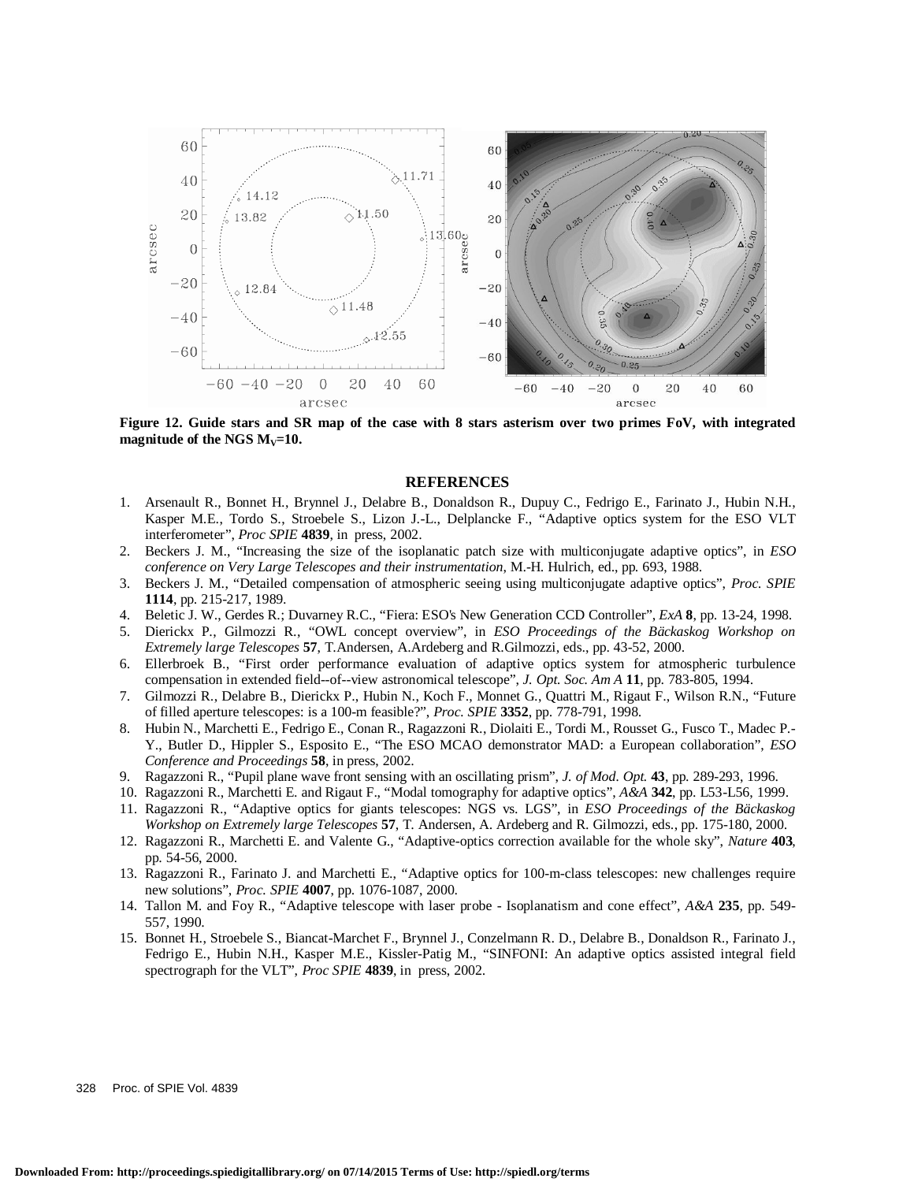60
40
20
0
−20
−40
−60
arcsec
−60 −40 −20 0 20 40 60
arcsec
11.71
14.12
11.50
13.82
13.60
12.84
11.48
12.55

60
40
20
0
−20
−40
−60
arcsec
−60 −40 −20 0 20 40 60
arcsec
0.20
0.05
0.25
0.10
0.35
0.30
0.15
0.20
0.40
0.25
0.30
0.25
0.40
0.35
0.20
0.35
0.15
0.30
0.10
0.15
0.10
0.20
0.25

**Figure 12. Guide stars and SR map of the case with 8 stars asterism over two primes FoV, with integrated magnitude of the NGS $M_V$=10.**

## REFERENCES

1. Arsenault R., Bonnet H., Brynnel J., Delabre B., Donaldson R., Dupuy C., Fedrigo E., Farinato J., Hubin N.H., Kasper M.E., Tordo S., Stroebele S., Lizon J.-L., Delplancke F., "Adaptive optics system for the ESO VLT interferometer", *Proc SPIE* **4839**, in press, 2002.
2. Beckers J. M., "Increasing the size of the isoplanatic patch size with multiconjugate adaptive optics", in *ESO conference on Very Large Telescopes and their instrumentation*, M.-H. Hulrich, ed., pp. 693, 1988.
3. Beckers J. M., "Detailed compensation of atmospheric seeing using multiconjugate adaptive optics", *Proc. SPIE* **1114**, pp. 215-217, 1989.
4. Beletic J. W., Gerdes R.; Duvarney R.C., "Fiera: ESO's New Generation CCD Controller", *ExA* **8**, pp. 13-24, 1998.
5. Dierickx P., Gilmozzi R., "OWL concept overview", in *ESO Proceedings of the Bäckaskog Workshop on Extremely large Telescopes* **57**, T.Andersen, A.Ardeberg and R.Gilmozzi, eds., pp. 43-52, 2000.
6. Ellerbroek B., "First order performance evaluation of adaptive optics system for atmospheric turbulence compensation in extended field--of--view astronomical telescope", *J. Opt. Soc. Am A* **11**, pp. 783-805, 1994.
7. Gilmozzi R., Delabre B., Dierickx P., Hubin N., Koch F., Monnet G., Quattri M., Rigaut F., Wilson R.N., "Future of filled aperture telescopes: is a 100-m feasible?", *Proc. SPIE* **3352**, pp. 778-791, 1998.
8. Hubin N., Marchetti E., Fedrigo E., Conan R., Ragazzoni R., Diolaiti E., Tordi M., Rousset G., Fusco T., Madec P.-Y., Butler D., Hippler S., Esposito E., "The ESO MCAO demonstrator MAD: a European collaboration", *ESO Conference and Proceedings* **58**, in press, 2002.
9. Ragazzoni R., "Pupil plane wave front sensing with an oscillating prism", *J. of Mod. Opt.* **43**, pp. 289-293, 1996.
10. Ragazzoni R., Marchetti E. and Rigaut F., "Modal tomography for adaptive optics", *A&A* **342**, pp. L53-L56, 1999.
11. Ragazzoni R., "Adaptive optics for giants telescopes: NGS vs. LGS", in *ESO Proceedings of the Bäckaskog Workshop on Extremely large Telescopes* **57**, T. Andersen, A. Ardeberg and R. Gilmozzi, eds., pp. 175-180, 2000.
12. Ragazzoni R., Marchetti E. and Valente G., "Adaptive-optics correction available for the whole sky", *Nature* **403**, pp. 54-56, 2000.
13. Ragazzoni R., Farinato J. and Marchetti E., "Adaptive optics for 100-m-class telescopes: new challenges require new solutions", *Proc. SPIE* **4007**, pp. 1076-1087, 2000.
14. Tallon M. and Foy R., "Adaptive telescope with laser probe - Isoplanatism and cone effect", *A&A* **235**, pp. 549-557, 1990.
15. Bonnet H., Stroebele S., Biancat-Marchet F., Brynnel J., Conzelmann R. D., Delabre B., Donaldson R., Farinato J., Fedrigo E., Hubin N.H., Kasper M.E., Kissler-Patig M., "SINFONI: An adaptive optics assisted integral field spectrograph for the VLT", *Proc SPIE* **4839**, in press, 2002.